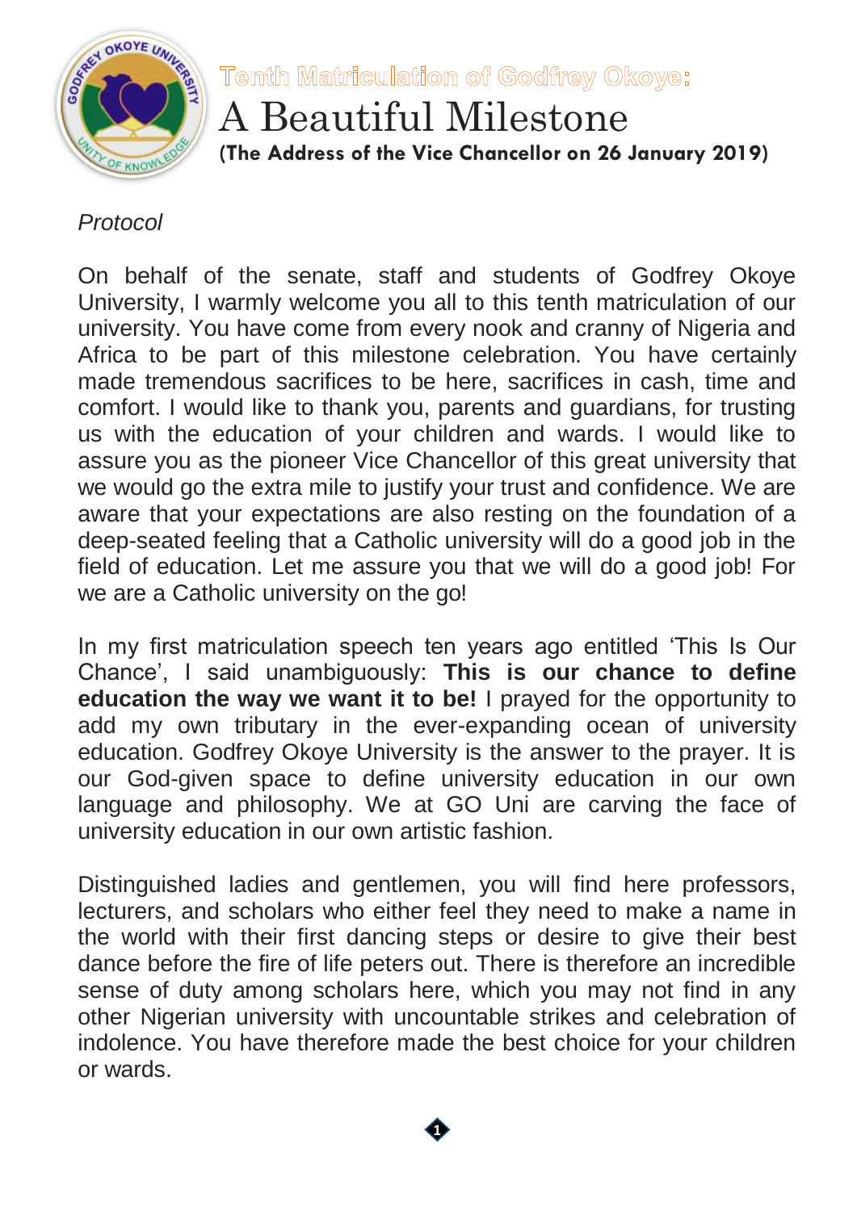# Tenth Matriculation of Godfrey Okoye:

# A Beautiful Milestone

**(The Address of the Vice Chancellor on 26 January 2019)**

*Protocol*

On behalf of the senate, staff and students of Godfrey Okoye University, I warmly welcome you all to this tenth matriculation of our university. You have come from every nook and cranny of Nigeria and Africa to be part of this milestone celebration. You have certainly made tremendous sacrifices to be here, sacrifices in cash, time and comfort. I would like to thank you, parents and guardians, for trusting us with the education of your children and wards. I would like to assure you as the pioneer Vice Chancellor of this great university that we would go the extra mile to justify your trust and confidence. We are aware that your expectations are also resting on the foundation of a deep-seated feeling that a Catholic university will do a good job in the field of education. Let me assure you that we will do a good job! For we are a Catholic university on the go!

In my first matriculation speech ten years ago entitled 'This Is Our Chance', I said unambiguously: **This is our chance to define education the way we want it to be!** I prayed for the opportunity to add my own tributary in the ever-expanding ocean of university education. Godfrey Okoye University is the answer to the prayer. It is our God-given space to define university education in our own language and philosophy. We at GO Uni are carving the face of university education in our own artistic fashion.

Distinguished ladies and gentlemen, you will find here professors, lecturers, and scholars who either feel they need to make a name in the world with their first dancing steps or desire to give their best dance before the fire of life peters out. There is therefore an incredible sense of duty among scholars here, which you may not find in any other Nigerian university with uncountable strikes and celebration of indolence. You have therefore made the best choice for your children or wards.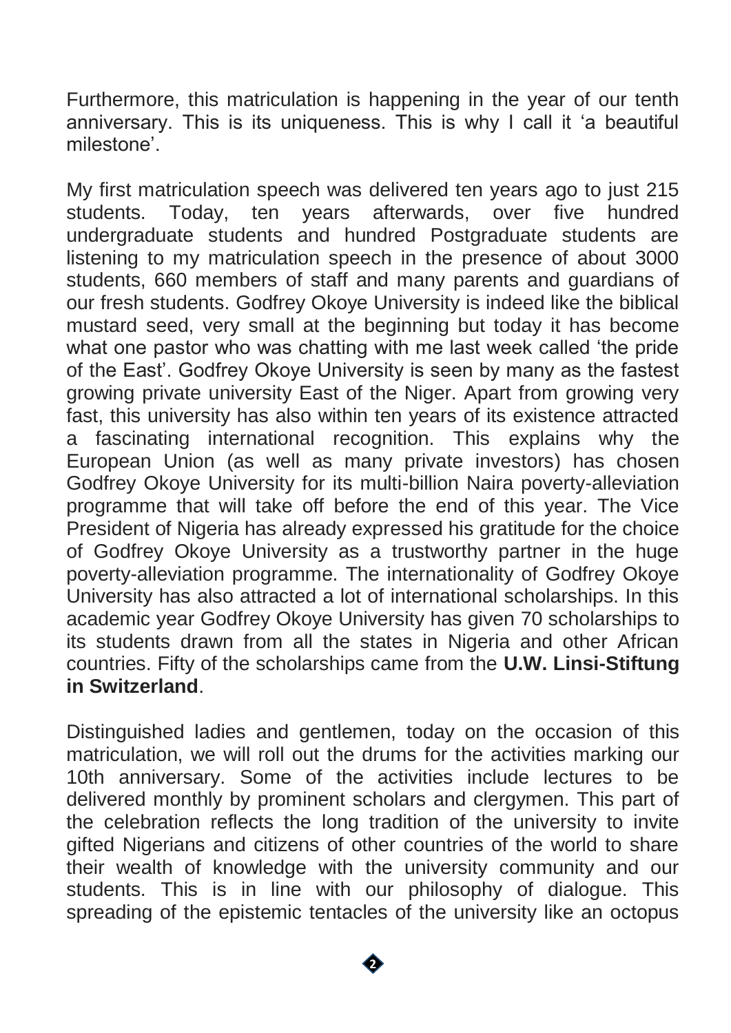Furthermore, this matriculation is happening in the year of our tenth anniversary. This is its uniqueness. This is why I call it 'a beautiful milestone'.

My first matriculation speech was delivered ten years ago to just 215 students. Today, ten years afterwards, over five hundred undergraduate students and hundred Postgraduate students are listening to my matriculation speech in the presence of about 3000 students, 660 members of staff and many parents and guardians of our fresh students. Godfrey Okoye University is indeed like the biblical mustard seed, very small at the beginning but today it has become what one pastor who was chatting with me last week called 'the pride of the East'. Godfrey Okoye University is seen by many as the fastest growing private university East of the Niger. Apart from growing very fast, this university has also within ten years of its existence attracted a fascinating international recognition. This explains why the European Union (as well as many private investors) has chosen Godfrey Okoye University for its multi-billion Naira poverty-alleviation programme that will take off before the end of this year. The Vice President of Nigeria has already expressed his gratitude for the choice of Godfrey Okoye University as a trustworthy partner in the huge poverty-alleviation programme. The internationality of Godfrey Okoye University has also attracted a lot of international scholarships. In this academic year Godfrey Okoye University has given 70 scholarships to its students drawn from all the states in Nigeria and other African countries. Fifty of the scholarships came from the **U.W. Linsi-Stiftung in Switzerland**.

Distinguished ladies and gentlemen, today on the occasion of this matriculation, we will roll out the drums for the activities marking our 10th anniversary. Some of the activities include lectures to be delivered monthly by prominent scholars and clergymen. This part of the celebration reflects the long tradition of the university to invite gifted Nigerians and citizens of other countries of the world to share their wealth of knowledge with the university community and our students. This is in line with our philosophy of dialogue. This spreading of the epistemic tentacles of the university like an octopus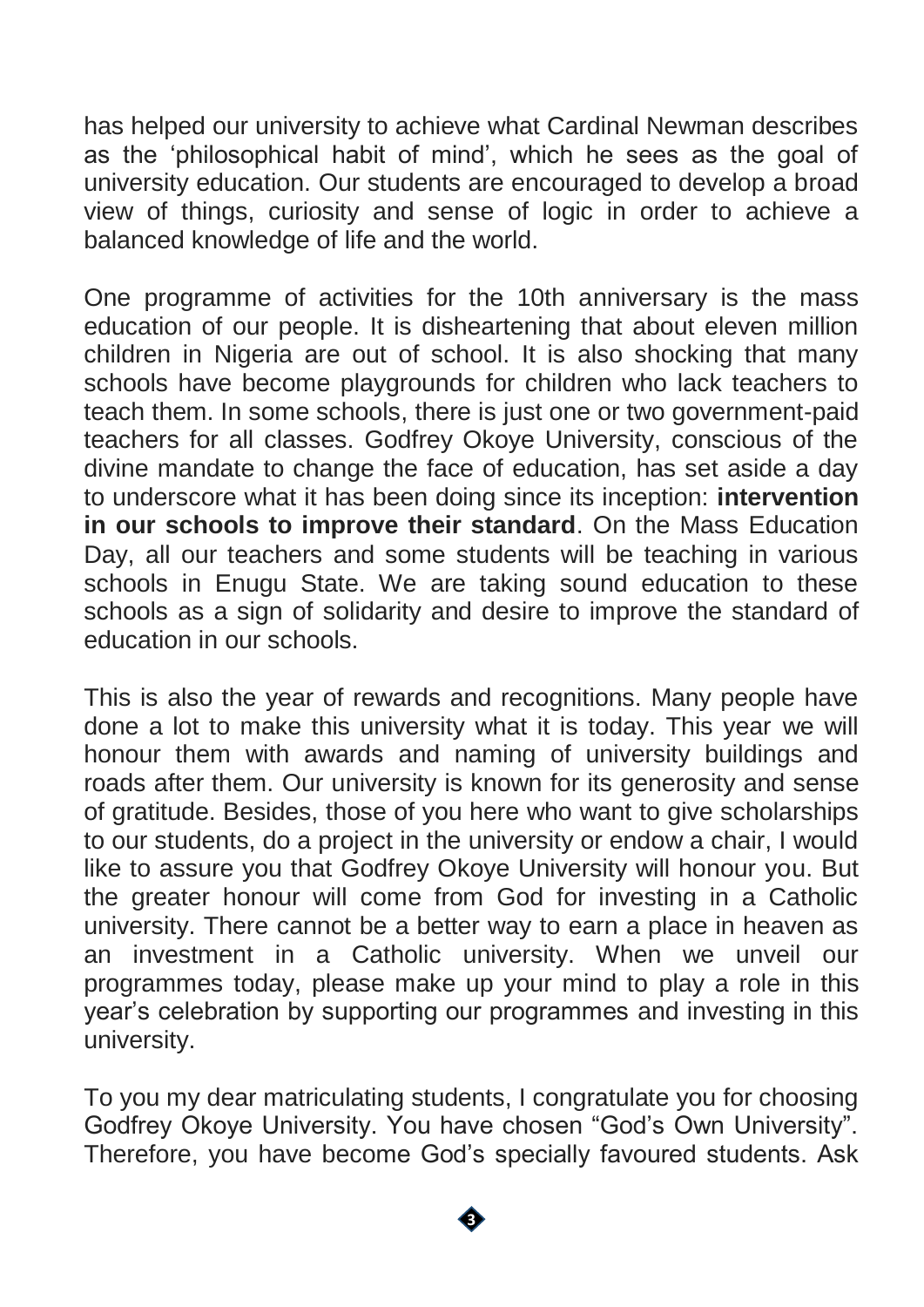has helped our university to achieve what Cardinal Newman describes as the 'philosophical habit of mind', which he sees as the goal of university education. Our students are encouraged to develop a broad view of things, curiosity and sense of logic in order to achieve a balanced knowledge of life and the world.

One programme of activities for the 10th anniversary is the mass education of our people. It is disheartening that about eleven million children in Nigeria are out of school. It is also shocking that many schools have become playgrounds for children who lack teachers to teach them. In some schools, there is just one or two government-paid teachers for all classes. Godfrey Okoye University, conscious of the divine mandate to change the face of education, has set aside a day to underscore what it has been doing since its inception: **intervention in our schools to improve their standard**. On the Mass Education Day, all our teachers and some students will be teaching in various schools in Enugu State. We are taking sound education to these schools as a sign of solidarity and desire to improve the standard of education in our schools.

This is also the year of rewards and recognitions. Many people have done a lot to make this university what it is today. This year we will honour them with awards and naming of university buildings and roads after them. Our university is known for its generosity and sense of gratitude. Besides, those of you here who want to give scholarships to our students, do a project in the university or endow a chair, I would like to assure you that Godfrey Okoye University will honour you. But the greater honour will come from God for investing in a Catholic university. There cannot be a better way to earn a place in heaven as an investment in a Catholic university. When we unveil our programmes today, please make up your mind to play a role in this year's celebration by supporting our programmes and investing in this university.

To you my dear matriculating students, I congratulate you for choosing Godfrey Okoye University. You have chosen "God's Own University". Therefore, you have become God's specially favoured students. Ask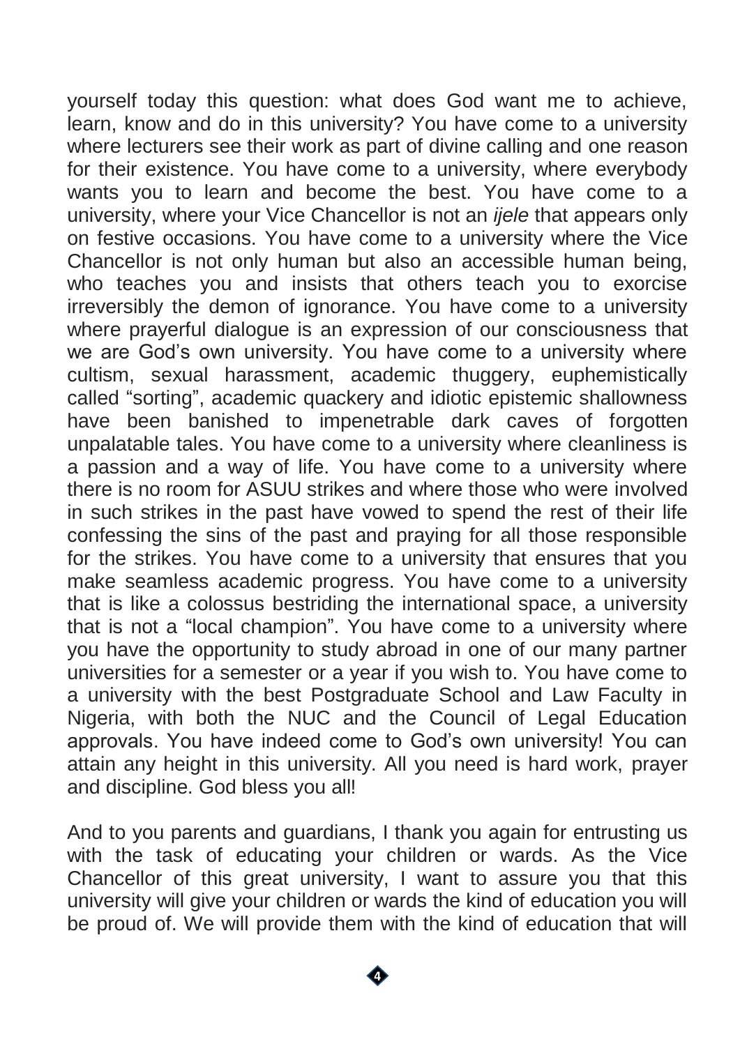yourself today this question: what does God want me to achieve, learn, know and do in this university? You have come to a university where lecturers see their work as part of divine calling and one reason for their existence. You have come to a university, where everybody wants you to learn and become the best. You have come to a university, where your Vice Chancellor is not an *ijele* that appears only on festive occasions. You have come to a university where the Vice Chancellor is not only human but also an accessible human being, who teaches you and insists that others teach you to exorcise irreversibly the demon of ignorance. You have come to a university where prayerful dialogue is an expression of our consciousness that we are God's own university. You have come to a university where cultism, sexual harassment, academic thuggery, euphemistically called "sorting", academic quackery and idiotic epistemic shallowness have been banished to impenetrable dark caves of forgotten unpalatable tales. You have come to a university where cleanliness is a passion and a way of life. You have come to a university where there is no room for ASUU strikes and where those who were involved in such strikes in the past have vowed to spend the rest of their life confessing the sins of the past and praying for all those responsible for the strikes. You have come to a university that ensures that you make seamless academic progress. You have come to a university that is like a colossus bestriding the international space, a university that is not a "local champion". You have come to a university where you have the opportunity to study abroad in one of our many partner universities for a semester or a year if you wish to. You have come to a university with the best Postgraduate School and Law Faculty in Nigeria, with both the NUC and the Council of Legal Education approvals. You have indeed come to God's own university! You can attain any height in this university. All you need is hard work, prayer and discipline. God bless you all!

And to you parents and guardians, I thank you again for entrusting us with the task of educating your children or wards. As the Vice Chancellor of this great university, I want to assure you that this university will give your children or wards the kind of education you will be proud of. We will provide them with the kind of education that will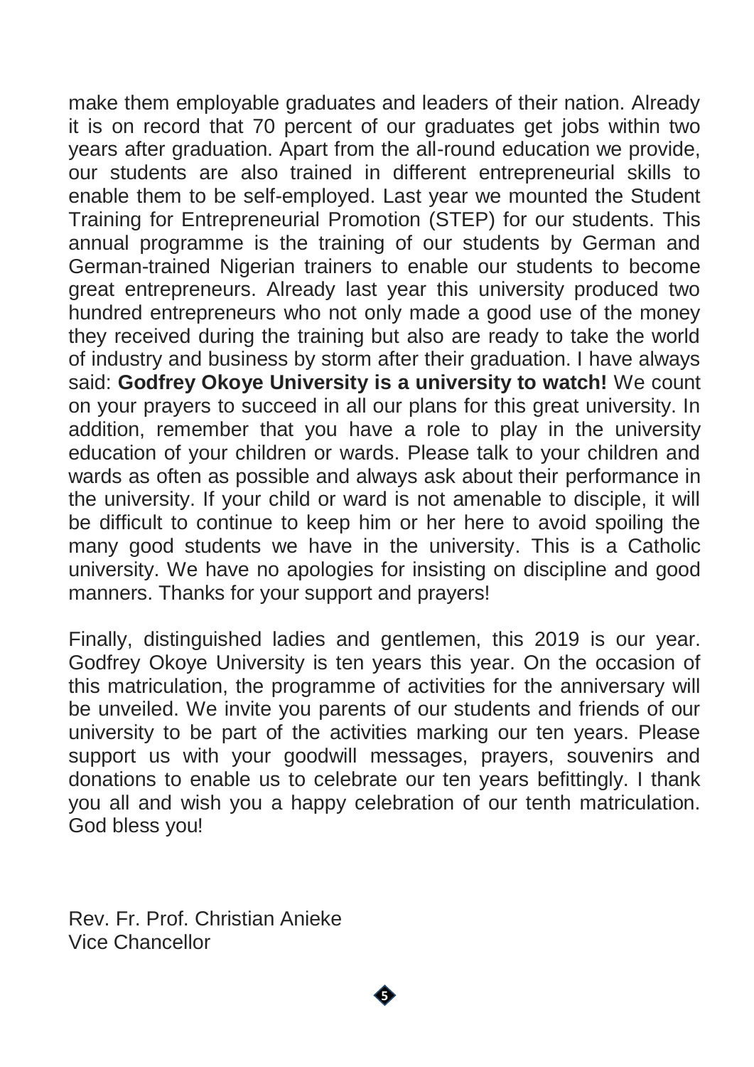make them employable graduates and leaders of their nation. Already it is on record that 70 percent of our graduates get jobs within two years after graduation. Apart from the all-round education we provide, our students are also trained in different entrepreneurial skills to enable them to be self-employed. Last year we mounted the Student Training for Entrepreneurial Promotion (STEP) for our students. This annual programme is the training of our students by German and German-trained Nigerian trainers to enable our students to become great entrepreneurs. Already last year this university produced two hundred entrepreneurs who not only made a good use of the money they received during the training but also are ready to take the world of industry and business by storm after their graduation. I have always said: **Godfrey Okoye University is a university to watch!** We count on your prayers to succeed in all our plans for this great university. In addition, remember that you have a role to play in the university education of your children or wards. Please talk to your children and wards as often as possible and always ask about their performance in the university. If your child or ward is not amenable to disciple, it will be difficult to continue to keep him or her here to avoid spoiling the many good students we have in the university. This is a Catholic university. We have no apologies for insisting on discipline and good manners. Thanks for your support and prayers!

Finally, distinguished ladies and gentlemen, this 2019 is our year. Godfrey Okoye University is ten years this year. On the occasion of this matriculation, the programme of activities for the anniversary will be unveiled. We invite you parents of our students and friends of our university to be part of the activities marking our ten years. Please support us with your goodwill messages, prayers, souvenirs and donations to enable us to celebrate our ten years befittingly. I thank you all and wish you a happy celebration of our tenth matriculation. God bless you!

Rev. Fr. Prof. Christian Anieke
Vice Chancellor